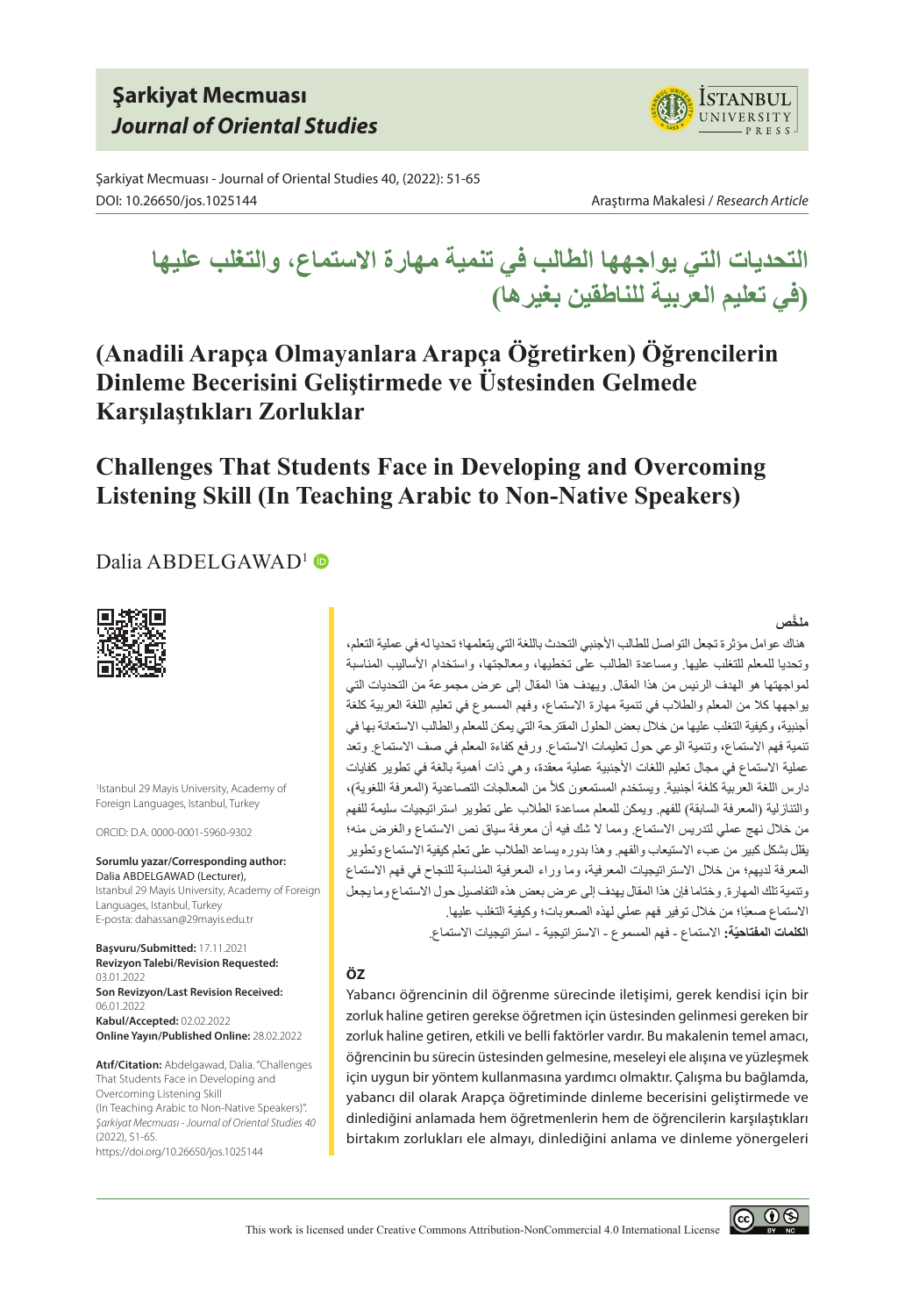Şarkiyat Mecmuası
*Journal of Oriental Studies*

Şarkiyat Mecmuası - Journal of Oriental Studies 40, (2022): 51-65
DOI: 10.26650/jos.1025144

Araştırma Makalesi / *Research Article*

# التحديات التي يواجهها الطالب في تنمية مهارة الاستماع، والتغلب عليها (في تعليم العربية للناطقين بغيرها)

# (Anadili Arapça Olmayanlara Arapça Öğretirken) Öğrencilerin Dinleme Becerisini Geliştirmede ve Üstesinden Gelmede Karşılaştıkları Zorluklar

# Challenges That Students Face in Developing and Overcoming Listening Skill (In Teaching Arabic to Non-Native Speakers)

Dalia ABDELGAWAD[1]

[1]Istanbul 29 Mayis University, Academy of Foreign Languages, Istanbul, Turkey

ORCID: D.A. 0000-0001-5960-9302

**Sorumlu yazar/Corresponding author:** Dalia ABDELGAWAD (Lecturer), Istanbul 29 Mayis University, Academy of Foreign Languages, Istanbul, Turkey
E-posta: dahassan@29mayis.edu.tr

**Başvuru/Submitted:** 17.11.2021
**Revizyon Talebi/Revision Requested:** 03.01.2022
**Son Revizyon/Last Revision Received:** 06.01.2022
**Kabul/Accepted:** 02.02.2022
**Online Yayın/Published Online:** 28.02.2022

**Atıf/Citation:** Abdelgawad, Dalia. "Challenges That Students Face in Developing and Overcoming Listening Skill (In Teaching Arabic to Non-Native Speakers)". *Şarkiyat Mecmuası - Journal of Oriental Studies 40* (2022), 51-65. https://doi.org/10.26650/jos.1025144

### ملخَّص

هناك عوامل مؤثرة تجعل التواصل للطالب الأجنبي التحدث باللغة التي يتعلمها؛ تحديا له في عملية التعلم، وتحديا للمعلم للتغلب عليها. ومساعدة الطالب على تخطيها، ومعالجتها، واستخدام الأساليب المناسبة لمواجهتها هو الهدف الرئيس من هذا المقال. ويهدف هذا المقال إلى عرض مجموعة من التحديات التي يواجهها كلا من المعلم والطلاب في تنمية مهارة الاستماع، وفهم المسموع في تعليم اللغة العربية كلغة أجنبية، وكيفية التغلب عليها من خلال بعض الحلول المقترحة التي يمكن للمعلم والطالب الاستعانة بها في تنمية فهم الاستماع، وتنمية الوعي حول تعليمات الاستماع. ورفع كفاءة المعلم في صف الاستماع. وتعد عملية الاستماع في مجال تعليم اللغات الأجنبية عملية معقدة، وهي ذات أهمية بالغة في تطوير كفايات دارس اللغة العربية كلغة أجنبية. ويستخدم المستمعون كلاً من المعالجات التصاعدية (المعرفة اللغوية)، والتنازلية (المعرفة السابقة) للفهم. ويمكن للمعلم مساعدة الطلاب على تطوير استراتيجيات سليمة للفهم من خلال نهج عملي لتدريس الاستماع. ومما لا شك فيه أن معرفة سياق نص الاستماع والغرض منه؛ يقلل بشكل كبير من عبء الاستيعاب والفهم. وهذا بدوره يساعد الطلاب على تعلم كيفية الاستماع وتطوير المعرفة لديهم؛ من خلال الاستراتيجيات المعرفية، وما وراء المعرفية المناسبة للنجاح في فهم الاستماع وتنمية تلك المهارة. وختاما فإن هذا المقال يهدف إلى عرض بعض هذه التفاصيل حول الاستماع وما يجعل الاستماع صعبًا؛ من خلال توفير فهم عملي لهذه الصعوبات؛ وكيفية التغلب عليها.

**الكلمات المفتاحية:** الاستماع - فهم المسموع - الاستراتيجية - استراتيجيات الاستماع.

### ÖZ

Yabancı öğrencinin dil öğrenme sürecinde iletişimi, gerek kendisi için bir zorluk haline getiren gerekse öğretmen için üstesinden gelinmesi gereken bir zorluk haline getiren, etkili ve belli faktörler vardır. Bu makalenin temel amacı, öğrencinin bu sürecin üstesinden gelmesine, meseleyi ele alışına ve yüzleşmek için uygun bir yöntem kullanmasına yardımcı olmaktır. Çalışma bu bağlamda, yabancı dil olarak Arapça öğretiminde dinleme becerisini geliştirmede ve dinlediğini anlamada hem öğretmenlerin hem de öğrencilerin karşılaştıkları birtakım zorlukları ele almayı, dinlediğini anlama ve dinleme yönergeleri

This work is licensed under Creative Commons Attribution-NonCommercial 4.0 International License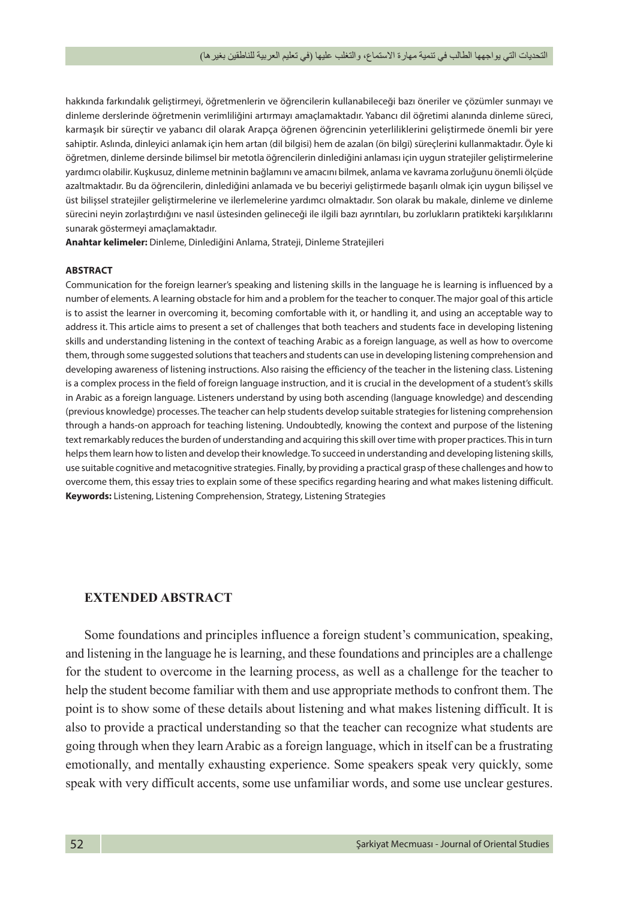hakkında farkındalık geliştirmeyi, öğretmenlerin ve öğrencilerin kullanabileceği bazı öneriler ve çözümler sunmayı ve dinleme derslerinde öğretmenin verimliliğini artırmayı amaçlamaktadır. Yabancı dil öğretimi alanında dinleme süreci, karmaşık bir süreçtir ve yabancı dil olarak Arapça öğrenen öğrencinin yeterliliklerini geliştirmede önemli bir yere sahiptir. Aslında, dinleyici anlamak için hem artan (dil bilgisi) hem de azalan (ön bilgi) süreçlerini kullanmaktadır. Öyle ki öğretmen, dinleme dersinde bilimsel bir metotla öğrencilerin dinlediğini anlaması için uygun stratejiler geliştirmelerine yardımcı olabilir. Kuşkusuz, dinleme metninin bağlamını ve amacını bilmek, anlama ve kavrama zorluğunu önemli ölçüde azaltmaktadır. Bu da öğrencilerin, dinlediğini anlamada ve bu beceriyi geliştirmede başarılı olmak için uygun bilişsel ve üst bilişsel stratejiler geliştirmelerine ve ilerlemelerine yardımcı olmaktadır. Son olarak bu makale, dinleme ve dinleme sürecini neyin zorlaştırdığını ve nasıl üstesinden gelineceği ile ilgili bazı ayrıntıları, bu zorlukların pratikteki karşılıklarını sunarak göstermeyi amaçlamaktadır.

**Anahtar kelimeler:** Dinleme, Dinlediğini Anlama, Strateji, Dinleme Stratejileri

**ABSTRACT**

Communication for the foreign learner's speaking and listening skills in the language he is learning is influenced by a number of elements. A learning obstacle for him and a problem for the teacher to conquer. The major goal of this article is to assist the learner in overcoming it, becoming comfortable with it, or handling it, and using an acceptable way to address it. This article aims to present a set of challenges that both teachers and students face in developing listening skills and understanding listening in the context of teaching Arabic as a foreign language, as well as how to overcome them, through some suggested solutions that teachers and students can use in developing listening comprehension and developing awareness of listening instructions. Also raising the efficiency of the teacher in the listening class. Listening is a complex process in the field of foreign language instruction, and it is crucial in the development of a student's skills in Arabic as a foreign language. Listeners understand by using both ascending (language knowledge) and descending (previous knowledge) processes. The teacher can help students develop suitable strategies for listening comprehension through a hands-on approach for teaching listening. Undoubtedly, knowing the context and purpose of the listening text remarkably reduces the burden of understanding and acquiring this skill over time with proper practices. This in turn helps them learn how to listen and develop their knowledge. To succeed in understanding and developing listening skills, use suitable cognitive and metacognitive strategies. Finally, by providing a practical grasp of these challenges and how to overcome them, this essay tries to explain some of these specifics regarding hearing and what makes listening difficult.

**Keywords:** Listening, Listening Comprehension, Strategy, Listening Strategies

## EXTENDED ABSTRACT

Some foundations and principles influence a foreign student's communication, speaking, and listening in the language he is learning, and these foundations and principles are a challenge for the student to overcome in the learning process, as well as a challenge for the teacher to help the student become familiar with them and use appropriate methods to confront them. The point is to show some of these details about listening and what makes listening difficult. It is also to provide a practical understanding so that the teacher can recognize what students are going through when they learn Arabic as a foreign language, which in itself can be a frustrating emotionally, and mentally exhausting experience. Some speakers speak very quickly, some speak with very difficult accents, some use unfamiliar words, and some use unclear gestures.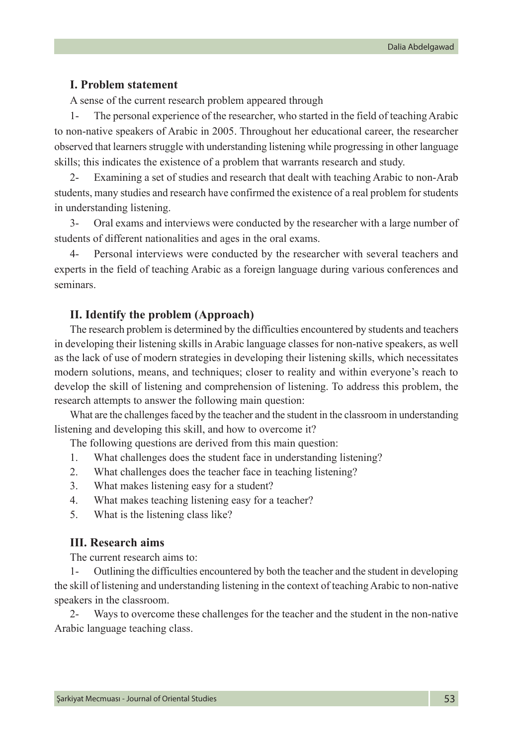## I. Problem statement

A sense of the current research problem appeared through

1- The personal experience of the researcher, who started in the field of teaching Arabic to non-native speakers of Arabic in 2005. Throughout her educational career, the researcher observed that learners struggle with understanding listening while progressing in other language skills; this indicates the existence of a problem that warrants research and study.

2- Examining a set of studies and research that dealt with teaching Arabic to non-Arab students, many studies and research have confirmed the existence of a real problem for students in understanding listening.

3- Oral exams and interviews were conducted by the researcher with a large number of students of different nationalities and ages in the oral exams.

4- Personal interviews were conducted by the researcher with several teachers and experts in the field of teaching Arabic as a foreign language during various conferences and seminars.

## II. Identify the problem (Approach)

The research problem is determined by the difficulties encountered by students and teachers in developing their listening skills in Arabic language classes for non-native speakers, as well as the lack of use of modern strategies in developing their listening skills, which necessitates modern solutions, means, and techniques; closer to reality and within everyone's reach to develop the skill of listening and comprehension of listening. To address this problem, the research attempts to answer the following main question:

What are the challenges faced by the teacher and the student in the classroom in understanding listening and developing this skill, and how to overcome it?

The following questions are derived from this main question:

1. What challenges does the student face in understanding listening?
2. What challenges does the teacher face in teaching listening?
3. What makes listening easy for a student?
4. What makes teaching listening easy for a teacher?
5. What is the listening class like?

## III. Research aims

The current research aims to:

1- Outlining the difficulties encountered by both the teacher and the student in developing the skill of listening and understanding listening in the context of teaching Arabic to non-native speakers in the classroom.

2- Ways to overcome these challenges for the teacher and the student in the non-native Arabic language teaching class.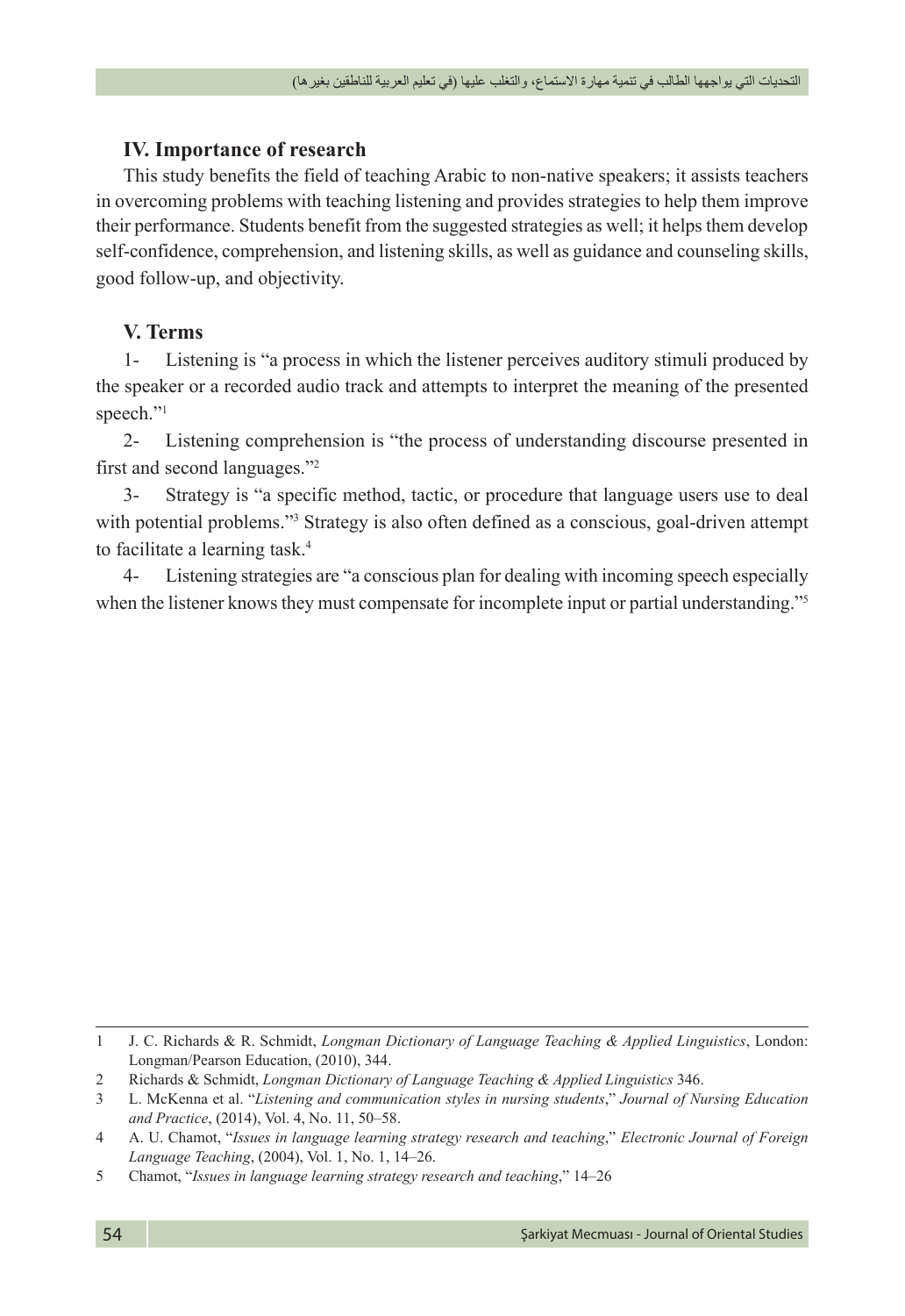## IV. Importance of research

This study benefits the field of teaching Arabic to non-native speakers; it assists teachers in overcoming problems with teaching listening and provides strategies to help them improve their performance. Students benefit from the suggested strategies as well; it helps them develop self-confidence, comprehension, and listening skills, as well as guidance and counseling skills, good follow-up, and objectivity.

## V. Terms

1- Listening is "a process in which the listener perceives auditory stimuli produced by the speaker or a recorded audio track and attempts to interpret the meaning of the presented speech."[1]

2- Listening comprehension is "the process of understanding discourse presented in first and second languages."[2]

3- Strategy is "a specific method, tactic, or procedure that language users use to deal with potential problems."[3] Strategy is also often defined as a conscious, goal-driven attempt to facilitate a learning task.[4]

4- Listening strategies are "a conscious plan for dealing with incoming speech especially when the listener knows they must compensate for incomplete input or partial understanding."[5]

---

1 J. C. Richards & R. Schmidt, *Longman Dictionary of Language Teaching & Applied Linguistics*, London: Longman/Pearson Education, (2010), 344.

2 Richards & Schmidt, *Longman Dictionary of Language Teaching & Applied Linguistics* 346.

3 L. McKenna et al. "*Listening and communication styles in nursing students*," *Journal of Nursing Education and Practice*, (2014), Vol. 4, No. 11, 50–58.

4 A. U. Chamot, "*Issues in language learning strategy research and teaching*," *Electronic Journal of Foreign Language Teaching*, (2004), Vol. 1, No. 1, 14–26.

5 Chamot, "*Issues in language learning strategy research and teaching*," 14–26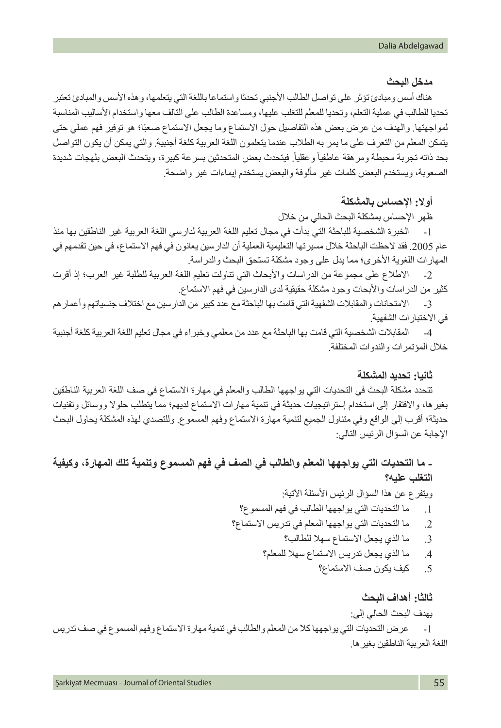### مدخل البحث

هناك أسس ومبادئ تؤثر على تواصل الطالب الأجنبي تحدثا واستماعا باللغة التي يتعلمها، وهذه الأسس والمبادئ تعتبر تحديا للطالب في عملية التعلم، وتحديا للمعلم للتغلب عليها، ومساعدة الطالب على التآلف معها واستخدام الأساليب المناسبة لمواجهتها. والهدف من عرض بعض هذه التفاصيل حول الاستماع وما يجعل الاستماع صعبًا؛ هو توفير فهم عملي حتى يتمكن المعلم من التعرف على ما يمر به الطلاب عندما يتعلمون اللغة العربية كلغة أجنبية. والتي يمكن أن يكون التواصل بحد ذاته تجربة محبطة ومرهقة عاطفياً وعقلياً. فيتحدث بعض المتحدثين بسرعة كبيرة، ويتحدث البعض بلهجات شديدة الصعوبة، ويستخدم البعض كلمات غير مألوفة والبعض يستخدم إيماءات غير واضحة.

### أولا: الإحساس بالمشكلة

ظهر الإحساس بمشكلة البحث الحالي من خلال

1- الخبرة الشخصية للباحثة التي بدأت في مجال تعليم اللغة العربية لدارسي اللغة العربية غير الناطقين بها منذ عام 2005. فقد لاحظت الباحثة خلال مسيرتها التعليمية العملية أن الدارسين يعانون في فهم الاستماع، في حين تقدمهم في المهارات اللغوية الأخرى؛ مما يدل على وجود مشكلة تستحق البحث والدراسة.

2- الاطلاع على مجموعة من الدراسات والأبحاث التي تناولت تعليم اللغة العربية للطلبة غير العرب؛ إذ أقرت كثير من الدراسات والأبحاث وجود مشكلة حقيقية لدى الدارسين في فهم الاستماع.

3- الامتحانات والمقابلات الشفهية التي قامت بها الباحثة مع عدد كبير من الدارسين مع اختلاف جنسياتهم وأعمارهم في الاختبارات الشفهية.

4- المقابلات الشخصية التي قامت بها الباحثة مع عدد من معلمي وخبراء في مجال تعليم اللغة العربية كلغة أجنبية خلال المؤتمرات والندوات المختلفة.

### ثانيا: تحديد المشكلة

تتحدد مشكلة البحث في التحديات التي يواجهها الطالب والمعلم في مهارة الاستماع في صف اللغة العربية الناطقين بغيرها، والافتقار إلى استخدام إستراتيجيات حديثة في تنمية مهارات الاستماع لديهم؛ مما يتطلب حلولا ووسائل وتقنيات حديثة؛ أقرب إلى الواقع وفي متناول الجميع لتنمية مهارة الاستماع وفهم المسموع. وللتصدي لهذه المشكلة يحاول البحث الإجابة عن السؤال الرئيس التالي:

**- ما التحديات التي يواجهها المعلم والطالب في الصف في فهم المسموع وتنمية تلك المهارة، وكيفية التغلب عليه؟**

ويتفرع عن هذا السؤال الرئيس الأسئلة الآتية:

1. ما التحديات التي يواجهها الطالب في فهم المسموع؟
2. ما التحديات التي يواجهها المعلم في تدريس الاستماع؟
3. ما الذي يجعل الاستماع سهلا للطالب؟
4. ما الذي يجعل تدريس الاستماع سهلا للمعلم؟
5. كيف يكون صف الاستماع؟

### ثالثا: أهداف البحث

يهدف البحث الحالي إلى:

1- عرض التحديات التي يواجهها كلا من المعلم والطالب في تنمية مهارة الاستماع وفهم المسموع في صف تدريس اللغة العربية الناطقين بغيرها.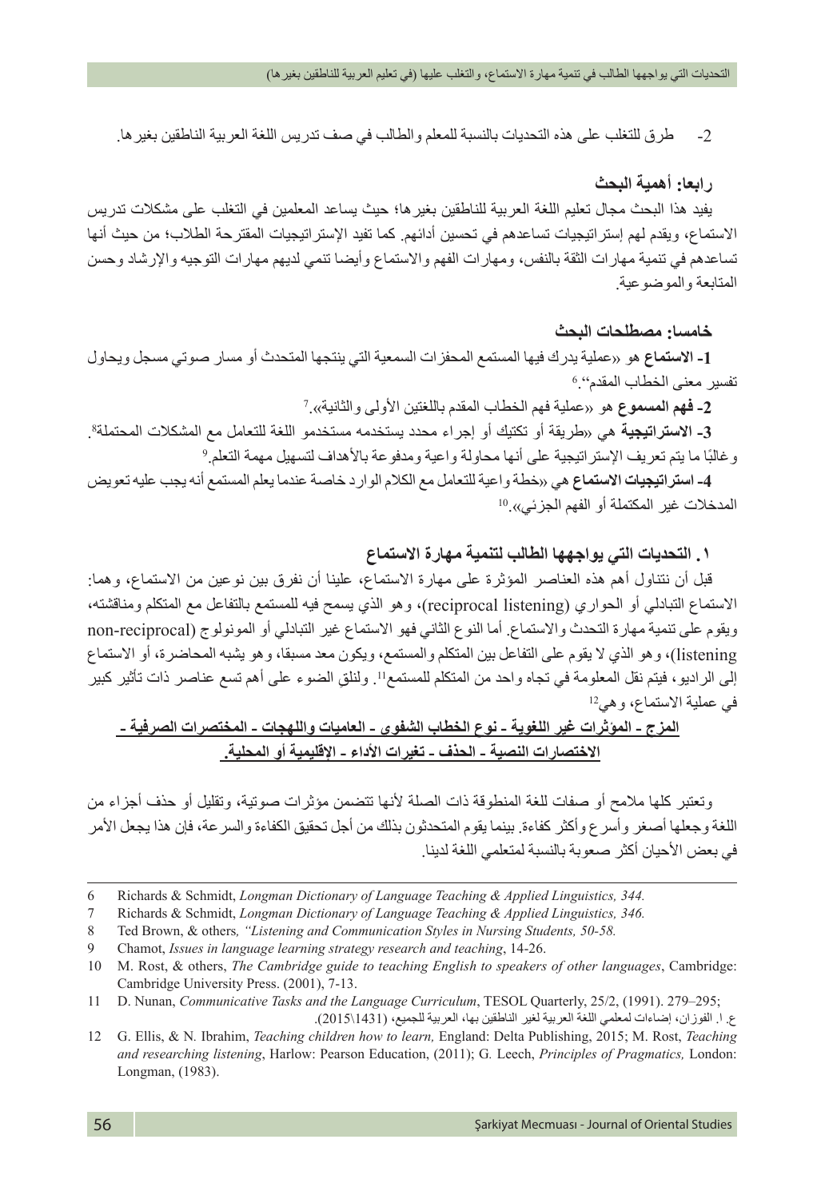2- طرق للتغلب على هذه التحديات بالنسبة للمعلم والطالب في صف تدريس اللغة العربية الناطقين بغيرها.

### رابعا: أهمية البحث

يفيد هذا البحث مجال تعليم اللغة العربية للناطقين بغيرها؛ حيث يساعد المعلمين في التغلب على مشكلات تدريس الاستماع، ويقدم لهم إستراتيجيات تساعدهم في تحسين أدائهم. كما تفيد الإستراتيجيات المقترحة الطلاب؛ من حيث أنها تساعدهم في تنمية مهارات الثقة بالنفس، ومهارات الفهم والاستماع وأيضا تنمي لديهم مهارات التوجيه والإرشاد وحسن المتابعة والموضوعية.

### خامسا: مصطلحات البحث

**1- الاستماع** هو «عملية يدرك فيها المستمع المحفزات السمعية التي ينتجها المتحدث أو مسار صوتي مسجل ويحاول تفسير معنى الخطاب المقدم».[6]

**2- فهم المسموع** هو «عملية فهم الخطاب المقدم باللغتين الأولى والثانية».[7]

**3- الاستراتيجية** هي «طريقة أو تكتيك أو إجراء محدد يستخدمه مستخدمو اللغة للتعامل مع المشكلات المحتملة[8]. وغالبًا ما يتم تعريف الإستراتيجية على أنها محاولة واعية ومدفوعة بالأهداف لتسهيل مهمة التعلم.[9]

**4- استراتيجيات الاستماع** هي «خطة واعية للتعامل مع الكلام الوارد خاصة عندما يعلم المستمع أنه يجب عليه تعويض المدخلات غير المكتملة أو الفهم الجزئي».[10]

### ١. التحديات التي يواجهها الطالب لتنمية مهارة الاستماع

قبل أن نتناول أهم هذه العناصر المؤثرة على مهارة الاستماع، علينا أن نفرق بين نوعين من الاستماع، وهما: الاستماع التبادلي أو الحواري (reciprocal listening)، وهو الذي يسمح فيه للمستمع بالتفاعل مع المتكلم ومناقشته، ويقوم على تنمية مهارة التحدث والاستماع. أما النوع الثاني فهو الاستماع غير التبادلي أو المونولوج (non-reciprocal listening)، وهو الذي لا يقوم على التفاعل بين المتكلم والمستمع، ويكون معد مسبقا، وهو يشبه المحاضرة، أو الاستماع إلى الراديو، فيتم نقل المعلومة في تجاه واحد من المتكلم للمستمع[11]. ولنلق الضوء على أهم تسع عناصر ذات تأثير كبير في عملية الاستماع، وهي[12]

**<u>المزج - المؤثرات غير اللغوية - نوع الخطاب الشفوي - العاميات واللهجات - المختصرات الصرفية - الاختصارات النصية - الحذف - تغيرات الأداء - الإقليمية أو المحلية.</u>**

وتعتبر كلها ملامح أو صفات للغة المنطوقة ذات الصلة لأنها تتضمن مؤثرات صوتية، وتقليل أو حذف أجزاء من اللغة وجعلها أصغر وأسرع وأكثر كفاءة. بينما يقوم المتحدثون بذلك من أجل تحقيق الكفاءة والسرعة، فإن هذا يجعل الأمر في بعض الأحيان أكثر صعوبة بالنسبة لمتعلمي اللغة لدينا.

---

6 Richards & Schmidt, *Longman Dictionary of Language Teaching & Applied Linguistics, 344.*

7 Richards & Schmidt, *Longman Dictionary of Language Teaching & Applied Linguistics, 346.*

8 Ted Brown, & others*, "Listening and Communication Styles in Nursing Students, 50-58.*

9 Chamot, *Issues in language learning strategy research and teaching*, 14-26.

10 M. Rost, & others, *The Cambridge guide to teaching English to speakers of other languages*, Cambridge: Cambridge University Press. (2001), 7-13.

11 D. Nunan, *Communicative Tasks and the Language Curriculum*, TESOL Quarterly, 25/2, (1991). 279–295; ع. ا. الفوزان، إضاءات لمعلمي اللغة العربية لغير الناطقين بها، العربية للجميع، (1431\2015).

12 G. Ellis, & N. Ibrahim, *Teaching children how to learn,* England: Delta Publishing, 2015; M. Rost, *Teaching and researching listening*, Harlow: Pearson Education, (2011); G. Leech, *Principles of Pragmatics,* London: Longman, (1983).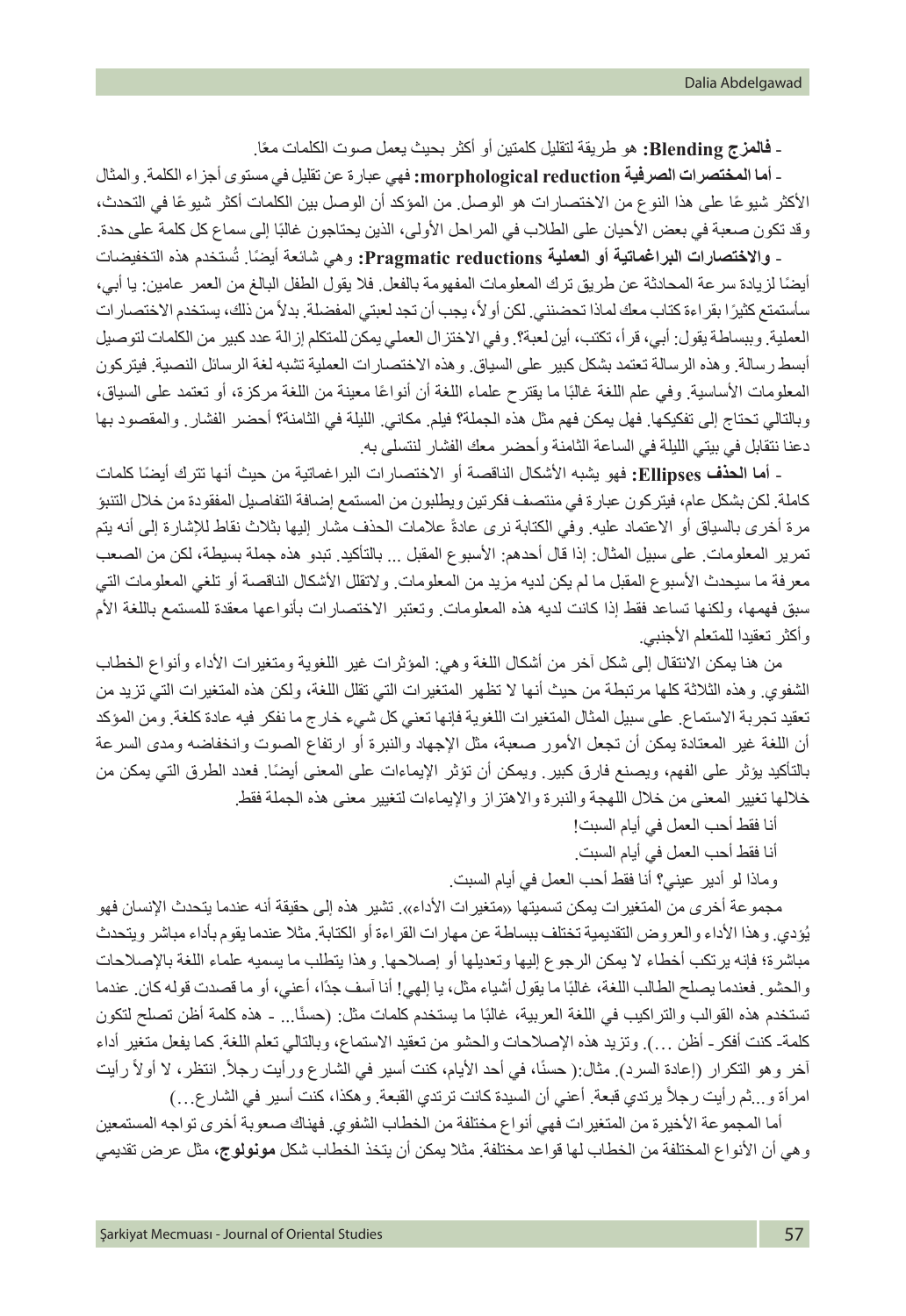- **فالمزج Blending:** هو طريقة لتقليل كلمتين أو أكثر بحيث يعمل صوت الكلمات معًا.

- **أما المختصرات الصرفية morphological reduction:** فهي عبارة عن تقليل في مستوى أجزاء الكلمة. والمثال الأكثر شيوعًا على هذا النوع من الاختصارات هو الوصل. من المؤكد أن الوصل بين الكلمات أكثر شيوعًا في التحدث، وقد تكون صعبة في بعض الأحيان على الطلاب في المراحل الأولى، الذين يحتاجون غالبًا إلى سماع كل كلمة على حدة.

- **والاختصارات البراغماتية أو العملية Pragmatic reductions:** وهي شائعة أيضًا. تُستخدم هذه التخفيضات أيضًا لزيادة سرعة المحادثة عن طريق ترك المعلومات المفهومة بالفعل. فلا يقول الطفل البالغ من العمر عامين: يا أبي، سأستمتع كثيرًا بقراءة كتاب معك لماذا تحضنني. لكن أولاً، يجب أن تجد لعبتي المفضلة. بدلاً من ذلك، يستخدم الاختصارات العملية. وببساطة يقول: أبي، قرأ، تكتب، أين لعبة؟. وفي الاختزال العملي يمكن للمتكلم إزالة عدد كبير من الكلمات لتوصيل أبسط رسالة. وهذه الرسالة تعتمد بشكل كبير على السياق. وهذه الاختصارات العملية تشبه لغة الرسائل النصية. فيتركون المعلومات الأساسية. وفي علم اللغة غالبًا ما يقترح علماء اللغة أن أنواعًا معينة من اللغة مركزة، أو تعتمد على السياق، وبالتالي تحتاج إلى تفكيكها. فهل يمكن فهم مثل هذه الجملة؟ فيلم. مكاني. الليلة في الثامنة؟ أحضر الفشار. والمقصود بها دعنا نتقابل في بيتي الليلة في الساعة الثامنة وأحضر معك الفشار لنتسلى به.

- **أما الحذف Ellipses:** فهو يشبه الأشكال الناقصة أو الاختصارات البراغماتية من حيث أنها تترك أيضًا كلمات كاملة. لكن بشكل عام، فيتركون عبارة في منتصف فكرتين ويطلبون من المستمع إضافة التفاصيل المفقودة من خلال التنبؤ مرة أخرى بالسياق أو الاعتماد عليه. وفي الكتابة نرى عادةً علامات الحذف مشار إليها بثلاث نقاط للإشارة إلى أنه يتم تمرير المعلومات. على سبيل المثال: إذا قال أحدهم: الأسبوع المقبل ... بالتأكيد. تبدو هذه جملة بسيطة، لكن من الصعب معرفة ما سيحدث الأسبوع المقبل ما لم يكن لديه مزيد من المعلومات. ولاتقلل الأشكال الناقصة أو تلغي المعلومات التي سبق فهمها، ولكنها تساعد فقط إذا كانت لديه هذه المعلومات. وتعتبر الاختصارات بأنواعها معقدة للمستمع باللغة الأم وأكثر تعقيدا للمتعلم الأجنبي.

من هنا يمكن الانتقال إلى شكل آخر من أشكال اللغة وهي: المؤثرات غير اللغوية ومتغيرات الأداء وأنواع الخطاب الشفوي. وهذه الثلاثة كلها مرتبطة من حيث أنها لا تظهر المتغيرات التي تقلل اللغة، ولكن هذه المتغيرات التي تزيد من تعقيد تجربة الاستماع. على سبيل المثال المتغيرات اللغوية فإنها تعني كل شيء خارج ما نفكر فيه عادة كلغة. ومن المؤكد أن اللغة غير المعتادة يمكن أن تجعل الأمور صعبة، مثل الإجهاد والنبرة أو ارتفاع الصوت وانخفاضه ومدى السرعة بالتأكيد يؤثر على الفهم، ويصنع فارق كبير. ويمكن أن تؤثر الإيماءات على المعنى أيضًا. فعدد الطرق التي يمكن من خلالها تغيير المعنى من خلال اللهجة والنبرة والاهتزاز والإيماءات لتغيير معنى هذه الجملة فقط.

أنا فقط أحب العمل في أيام السبت!

أنا فقط أحب العمل في أيام السبت.

وماذا لو أدير عيني؟ أنا فقط أحب العمل في أيام السبت.

مجموعة أخرى من المتغيرات يمكن تسميتها «متغيرات الأداء». تشير هذه إلى حقيقة أنه عندما يتحدث الإنسان فهو يُؤدي. وهذا الأداء والعروض التقديمية تختلف ببساطة عن مهارات القراءة أو الكتابة. مثلا عندما يقوم بأداء مباشر ويتحدث مباشرة؛ فإنه يرتكب أخطاء لا يمكن الرجوع إليها وتعديلها أو إصلاحها. وهذا يتطلب ما يسميه علماء اللغة بالإصلاحات والحشو. فعندما يصلح الطالب اللغة، غالبًا ما يقول أشياء مثل، يا إلهي! أنا آسف جدًا، أعني، أو ما قصدت قوله كان. عندما تستخدم هذه القوالب والتراكيب في اللغة العربية، غالبًا ما يستخدم كلمات مثل: (حسنًا... - هذه كلمة أظن تصلح لتكون كلمة- كنت أفكر- أظن ...). وتزيد هذه الإصلاحات والحشو من تعقيد الاستماع، وبالتالي تعلم اللغة. كما يفعل متغير أداء آخر وهو التكرار (إعادة السرد). مثال:( حسنًا، في أحد الأيام، كنت أسير في الشارع ورأيت رجلاً. انتظر، لا أولاً رأيت امرأة و...ثم رأيت رجلاً يرتدي قبعة. أعني أن السيدة كانت ترتدي القبعة. وهكذا، كنت أسير في الشارع...)

أما المجموعة الأخيرة من المتغيرات فهي أنواع مختلفة من الخطاب الشفوي. فهناك صعوبة أخرى تواجه المستمعين وهي أن الأنواع المختلفة من الخطاب لها قواعد مختلفة. مثلا يمكن أن يتخذ الخطاب شكل **مونولوج**، مثل عرض تقديمي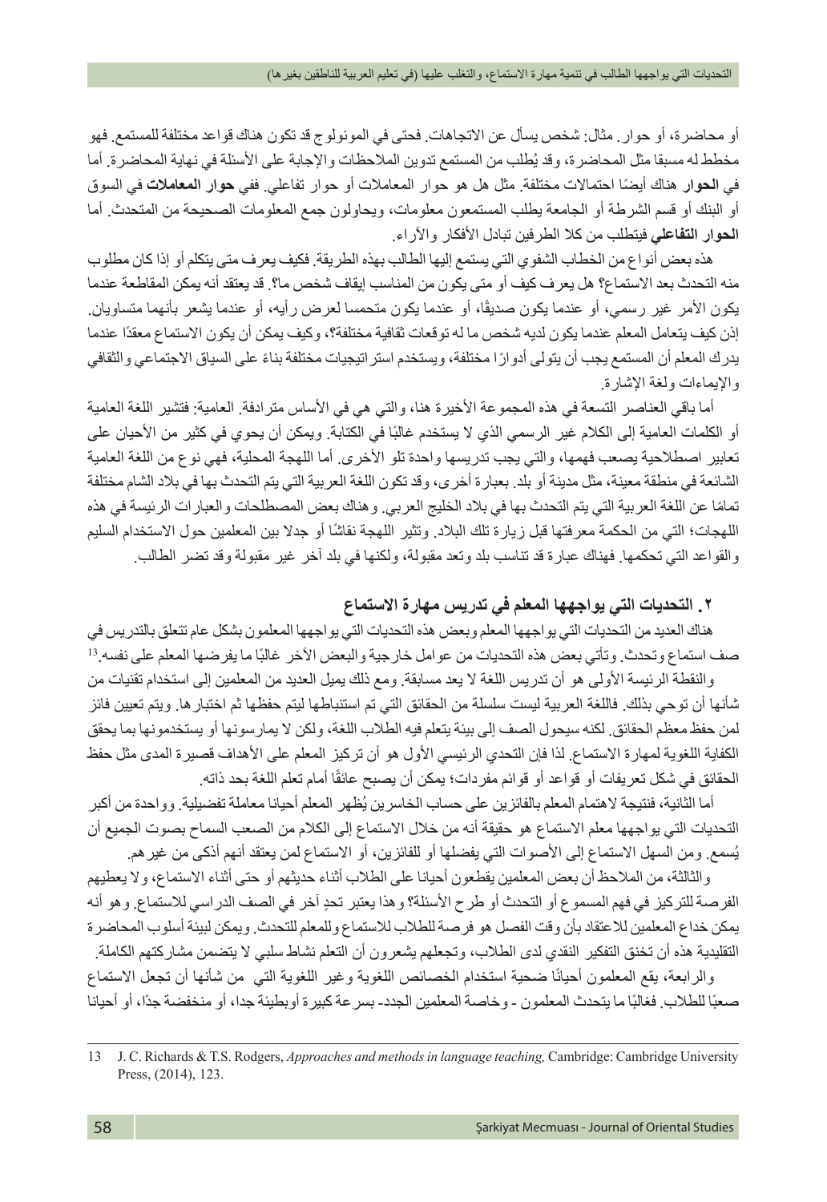أو محاضرة، أو حوار. مثال: شخص يسأل عن الاتجاهات. فحتى في المونولوج قد تكون هناك قواعد مختلفة للمستمع. فهو مخطط له مسبقا مثل المحاضرة، وقد يُطلب من المستمع تدوين الملاحظات والإجابة على الأسئلة في نهاية المحاضرة. أما في **الحوار** هناك أيضًا احتمالات مختلفة. مثل هل هو حوار المعاملات أو حوار تفاعلي. ففي **حوار المعاملات** في السوق أو البنك أو قسم الشرطة أو الجامعة يطلب المستمعون معلومات، ويحاولون جمع المعلومات الصحيحة من المتحدث. أما **الحوار التفاعلي** فيتطلب من كلا الطرفين تبادل الأفكار والآراء.

هذه بعض أنواع من الخطاب الشفوي التي يستمع إليها الطالب بهذه الطريقة. فكيف يعرف متى يتكلم أو إذا كان مطلوب منه التحدث بعد الاستماع؟ هل يعرف كيف أو متى يكون من المناسب إيقاف شخص ما؟. قد يعتقد أنه يمكن المقاطعة عندما يكون الأمر غير رسمي، أو عندما يكون صديقًا، أو عندما يكون متحمسا لعرض رأيه، أو عندما يشعر بأنهما متساويان. إذن كيف يتعامل المعلم عندما يكون لديه شخص ما له توقعات ثقافية مختلفة؟، وكيف يمكن أن يكون الاستماع معقدًا عندما يدرك المعلم أن المستمع يجب أن يتولى أدوارًا مختلفة، ويستخدم استراتيجيات مختلفة بناءً على السياق الاجتماعي والثقافي والإيماءات ولغة الإشارة.

أما باقي العناصر التسعة في هذه المجموعة الأخيرة هنا، والتي هي في الأساس مترادفة. العامية: فتشير اللغة العامية أو الكلمات العامية إلى الكلام غير الرسمي الذي لا يستخدم غالبًا في الكتابة. ويمكن أن يحوي في كثير من الأحيان على تعابير اصطلاحية يصعب فهمها، والتي يجب تدريسها واحدة تلو الأخرى. أما اللهجة المحلية، فهي نوع من اللغة العامية الشائعة في منطقة معينة، مثل مدينة أو بلد. بعبارة أخرى، وقد تكون اللغة العربية التي يتم التحدث بها في بلاد الشام مختلفة تمامًا عن اللغة العربية التي يتم التحدث بها في بلاد الخليج العربي. وهناك بعض المصطلحات والعبارات الرئيسة في هذه اللهجات؛ التي من الحكمة معرفتها قبل زيارة تلك البلاد. وتثير اللهجة نقاشًا أو جدلا بين المعلمين حول الاستخدام السليم والقواعد التي تحكمها. فهناك عبارة قد تناسب بلد وتعد مقبولة، ولكنها في بلد آخر غير مقبولة وقد تضر الطالب.

## ٢. التحديات التي يواجهها المعلم في تدريس مهارة الاستماع

هناك العديد من التحديات التي يواجهها المعلم وبعض هذه التحديات التي يواجهها المعلمون بشكل عام تتعلق بالتدريس في صف استماع وتحدث. وتأتي بعض هذه التحديات من عوامل خارجية والبعض الآخر غالبًا ما يفرضها المعلم على نفسه.[13]

والنقطة الرئيسة الأولى هو أن تدريس اللغة لا يعد مسابقة. ومع ذلك يميل العديد من المعلمين إلى استخدام تقنيات من شأنها أن توحي بذلك. فاللغة العربية ليست سلسلة من الحقائق التي تم استنباطها ليتم حفظها ثم اختبارها. ويتم تعيين فائز لمن حفظ معظم الحقائق. لكنه سيحول الصف إلى بيئة يتعلم فيه الطلاب اللغة، ولكن لا يمارسونها أو يستخدمونها بما يحقق الكفاية اللغوية لمهارة الاستماع. لذا فإن التحدي الرئيسي الأول هو أن تركيز المعلم على الأهداف قصيرة المدى مثل حفظ الحقائق في شكل تعريفات أو قواعد أو قوائم مفردات؛ يمكن أن يصبح عائقًا أمام تعلم اللغة بحد ذاته.

أما الثانية، فنتيجة لاهتمام المعلم بالفائزين على حساب الخاسرين يُظهر المعلم أحيانا معاملة تفضيلية. وواحدة من أكبر التحديات التي يواجهها معلم الاستماع هو حقيقة أنه من خلال الاستماع إلى الكلام من الصعب السماح بصوت الجميع أن يُسمع. ومن السهل الاستماع إلى الأصوات التي يفضلها أو للفائزين، أو الاستماع لمن يعتقد أنهم أذكى من غيرهم.

والثالثة، من الملاحظ أن بعض المعلمين يقطعون أحيانا على الطلاب أثناء حديثهم أو حتى أثناء الاستماع، ولا يعطيهم الفرصة للتركيز في فهم المسموع أو التحدث أو طرح الأسئلة؟ وهذا يعتبر تحدٍ آخر في الصف الدراسي للاستماع. وهو أنه يمكن خداع المعلمين للاعتقاد بأن وقت الفصل هو فرصة للطلاب للاستماع وللمعلم للتحدث. ويمكن لبيئة أسلوب المحاضرة التقليدية هذه أن تخنق التفكير النقدي لدى الطلاب، وتجعلهم يشعرون أن التعلم نشاط سلبي لا يتضمن مشاركتهم الكاملة.

والرابعة، يقع المعلمون أحيانًا ضحية استخدام الخصائص اللغوية وغير اللغوية التي من شأنها أن تجعل الاستماع صعبًا للطلاب. فغالبًا ما يتحدث المعلمون - وخاصة المعلمين الجدد- بسرعة كبيرة أو بطيئة جدا، أو منخفضة جدًا، أو أحيانا

---

13 J. C. Richards & T.S. Rodgers, *Approaches and methods in language teaching,* Cambridge: Cambridge University Press, (2014), 123.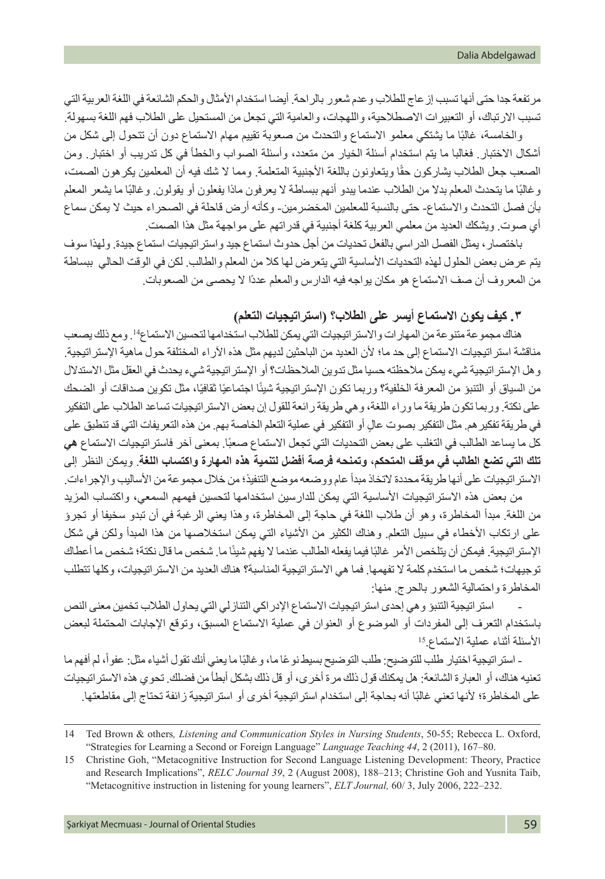مرتفعة جدا حتى أنها تسبب إزعاج للطلاب وعدم شعور بالراحة. أيضا استخدام الأمثال والحكم الشائعة في اللغة العربية التي تسبب الارتباك، أو التعبيرات الاصطلاحية، واللهجات، والعامية التي تجعل من المستحيل على الطلاب فهم اللغة بسهولة.

والخامسة، غالبًا ما يشتكي معلمو الاستماع والتحدث من صعوبة تقييم مهام الاستماع دون أن تتحول إلى شكل من أشكال الاختبار. فغالبا ما يتم استخدام أسئلة الخيار من متعدد، وأسئلة الصواب والخطأ في كل تدريب أو اختبار. ومن الصعب جعل الطلاب يشاركون حقًا ويتعاونون باللغة الأجنبية المتعلمة. ومما لا شك فيه أن المعلمين يكرهون الصمت، وغالبًا ما يتحدث المعلم بدلا من الطلاب عندما يبدو أنهم ببساطة لا يعرفون ماذا يفعلون أو يقولون. وغالبًا ما يشعر المعلم بأن فصل التحدث والاستماع- حتى بالنسبة للمعلمين المخضرمين- وكأنه أرض قاحلة في الصحراء حيث لا يمكن سماع أي صوت. ويشكك العديد من معلمي العربية كلغة أجنبية في قدراتهم على مواجهة مثل هذا الصمت.

باختصار، يمثل الفصل الدراسي بالفعل تحديات من أجل حدوث استماع جيد واستراتيجيات استماع جيدة. ولهذا سوف يتم عرض بعض الحلول لهذه التحديات الأساسية التي يتعرض لها كلا من المعلم والطالب. لكن في الوقت الحالي ببساطة من المعروف أن صف الاستماع هو مكان يواجه فيه الدارس والمعلم عددًا لا يحصى من الصعوبات.

### ٣. كيف يكون الاستماع أيسر على الطلاب؟ (استراتيجيات التعلم)

هناك مجموعة متنوعة من المهارات والاستراتيجيات التي يمكن للطلاب استخدامها لتحسين الاستماع[14]. ومع ذلك يصعب مناقشة استراتيجيات الاستماع إلى حد ما؛ لأن العديد من الباحثين لديهم مثل هذه الآراء المختلفة حول ماهية الإستراتيجية. وهل الإستراتيجية شيء يمكن ملاحظته حسيا مثل تدوين الملاحظات؟ أو الإستراتيجية شيء يحدث في العقل مثل الاستدلال من السياق أو التنبؤ من المعرفة الخلفية؟ وربما تكون الاستراتيجية شيئًا اجتماعيًا ثقافيًا، مثل تكوين صداقات أو الضحك على نكتة. وربما تكون طريقة ما وراء اللغة، وهي طريقة رائعة للقول إن بعض الاستراتيجيات تساعد الطلاب على التفكير في طريقة تفكيرهم. مثل التفكير بصوت عالٍ أو التفكير في عملية التعلم الخاصة بهم. من هذه التعريفات التي قد تنطبق على كل ما يساعد الطالب في التغلب على بعض التحديات التي تجعل الاستماع صعبًا. بمعنى آخر فاستراتيجيات الاستماع **هي تلك التي تضع الطالب في موقف المتحكم، وتمنحه فرصة أفضل لتنمية هذه المهارة واكتساب اللغة**. ويمكن النظر إلى الاستراتيجيات على أنها طريقة محددة لاتخاذ مبدأ عام ووضعه موضع التنفيذ؛ من خلال مجموعة من الأساليب والإجراءات.

من بعض هذه الاستراتيجيات الأساسية التي يمكن للدارسين استخدامها لتحسين فهمهم السمعي، واكتساب المزيد من اللغة. مبدأ المخاطرة، وهو أن طلاب اللغة في حاجة إلى المخاطرة، وهذا يعني الرغبة في أن تبدو سخيفا أو تجرؤ على ارتكاب الأخطاء في سبيل التعلم. وهناك الكثير من الأشياء التي يمكن استخلاصها من هذا المبدأ ولكن في شكل الإستراتيجية. فيمكن أن يتلخص الأمر غالبًا فيما يفعله الطالب عندما لا يفهم شيئًا ما. شخص ما قال نكتة؛ شخص ما أعطاك توجيهات؛ شخص ما استخدم كلمة لا تفهمها. فما هي الاستراتيجية المناسبة؟ هناك العديد من الاستراتيجيات، وكلها تتطلب المخاطرة واحتمالية الشعور بالحرج. منها:

- استراتيجية التنبؤ وهي إحدى استراتيجيات الاستماع الإدراكي التنازلي التي يحاول الطلاب تخمين معنى النص باستخدام التعرف إلى المفردات أو الموضوع أو العنوان في عملية الاستماع المسبق، وتوقع الإجابات المحتملة لبعض الأسئلة أثناء عملية الاستماع.[15]

- استراتيجية اختيار طلب للتوضيح: طلب التوضيح بسيط نوعًا ما، وغالبًا ما يعني أنك تقول أشياء مثل: عفواً، لم أفهم ما تعنيه هناك، أو العبارة الشائعة: هل يمكنك قول ذلك مرة أخرى، أو قل ذلك بشكل أبطأ من فضلك. تحوي هذه الاستراتيجيات على المخاطرة؛ لأنها تعني غالبًا أنه بحاجة إلى استخدام استراتيجية أخرى أو استراتيجية زائفة تحتاج إلى مقاطعتها.

---

14 Ted Brown & others*, Listening and Communication Styles in Nursing Students*, 50-55; Rebecca L. Oxford, "Strategies for Learning a Second or Foreign Language" *Language Teaching 44*, 2 (2011), 167–80.

15 Christine Goh, "Metacognitive Instruction for Second Language Listening Development: Theory, Practice and Research Implications", *RELC Journal 39*, 2 (August 2008), 188–213; Christine Goh and Yusnita Taib, "Metacognitive instruction in listening for young learners", *ELT Journal,* 60/ 3, July 2006, 222–232.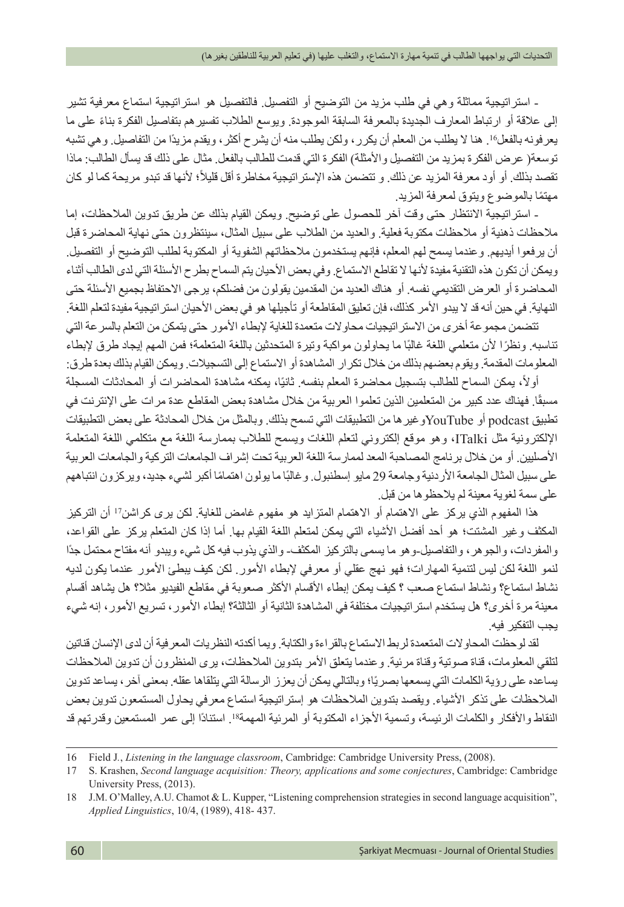- استراتيجية مماثلة وهي في طلب مزيد من التوضيح أو التفصيل. فالتفصيل هو استراتيجية استماع معرفية تشير إلى علاقة أو ارتباط المعارف الجديدة بالمعرفة السابقة الموجودة. ويوسع الطلاب تفسيرهم بتفاصيل الفكرة بناءً على ما يعرفونه بالفعل[16]. هنا لا يطلب من المعلم أن يكرر، ولكن يطلب منه أن يشرح أكثر، ويقدم مزيدًا من التفاصيل. وهي تشبه توسعة( عرض الفكرة بمزيد من التفصيل والأمثلة) الفكرة التي قدمت للطالب بالفعل. مثال على ذلك قد يسأل الطالب: ماذا تقصد بذلك. أو أود معرفة المزيد عن ذلك. و تتضمن هذه الإستراتيجية مخاطرة أقل قليلاً؛ لأنها قد تبدو مريحة كما لو كان مهتمًا بالموضوع ويتوق لمعرفة المزيد.

- استراتيجية الانتظار حتى وقت آخر للحصول على توضيح. ويمكن القيام بذلك عن طريق تدوين الملاحظات، إما ملاحظات ذهنية أو ملاحظات مكتوبة فعلية. والعديد من الطلاب على سبيل المثال، سينتظرون حتى نهاية المحاضرة قبل أن يرفعوا أيديهم. وعندما يسمح لهم المعلم، فإنهم يستخدمون ملاحظاتهم الشفوية أو المكتوبة لطلب التوضيح أو التفصيل. ويمكن أن تكون هذه التقنية مفيدة لأنها لا تقاطع الاستماع. وفي بعض الأحيان يتم السماح بطرح الأسئلة التي لدى الطالب أثناء المحاضرة أو العرض التقديمي نفسه. أو هناك العديد من المقدمين يقولون من فضلكم، يرجى الاحتفاظ بجميع الأسئلة حتى النهاية. في حين أنه قد لا يبدو الأمر كذلك، فإن تعليق المقاطعة أو تأجيلها هو في بعض الأحيان استراتيجية مفيدة لتعلم اللغة.

تتضمن مجموعة أخرى من الاستراتيجيات محاولات متعمدة للغاية لإبطاء الأمور حتى يتمكن من التعلم بالسرعة التي تناسبه. ونظرًا لأن متعلمي اللغة غالبًا ما يحاولون مواكبة وتيرة المتحدثين باللغة المتعلمة؛ فمن المهم إيجاد طرق لإبطاء المعلومات المقدمة. ويقوم بعضهم بذلك من خلال تكرار المشاهدة أو الاستماع إلى التسجيلات. ويمكن القيام بذلك بعدة طرق:

أولاً، يمكن السماح للطالب بتسجيل محاضرة المعلم بنفسه. ثانيًا، يمكنه مشاهدة المحاضرات أو المحادثات المسجلة مسبقًا. فهناك عدد كبير من المتعلمين الذين تعلموا العربية من خلال مشاهدة بعض المقاطع عدة مرات على الإنترنت في تطبيق podcast أو YouTubeوغيرها من التطبيقات التي تسمح بذلك. وبالمثل من خلال المحادثة على بعض التطبيقات الإلكترونية مثل ITalki، وهو موقع إلكتروني لتعلم اللغات ويسمح للطلاب بممارسة اللغة مع متكلمي اللغة المتعلمة الأصليين. أو من خلال برنامج المصاحبة المعد لممارسة اللغة العربية تحت إشراف الجامعات التركية والجامعات العربية على سبيل المثال الجامعة الأردنية وجامعة 29 مايو إسطنبول. وغالبًا ما يولون اهتمامًا أكبر لشيء جديد، ويركزون انتباههم على سمة لغوية معينة لم يلاحظوها من قبل.

هذا المفهوم الذي يركز على الاهتمام أو الاهتمام المتزايد هو مفهوم غامض للغاية. لكن يرى كراشن[17] أن التركيز المكثف وغير المشتت؛ هو أحد أفضل الأشياء التي يمكن لمتعلم اللغة القيام بها. أما إذا كان المتعلم يركز على القواعد، والمفردات، والجوهر، والتفاصيل-وهو ما يسمى بالتركيز المكثف- والذي يذوب فيه كل شيء ويبدو أنه مفتاح محتمل جدًا لنمو اللغة لكن ليس لتنمية المهارات؛ فهو نهج عقلي أو معرفي لإبطاء الأمور. لكن كيف يبطئ الأمور عندما يكون لديه نشاط استماع؟ ونشاط استماع صعب ؟ كيف يمكن إبطاء الأقسام الأكثر صعوبة في مقاطع الفيديو مثلا؟ هل يشاهد أقسام معينة مرة أخرى؟ هل يستخدم استراتيجيات مختلفة في المشاهدة الثانية أو الثالثة؟ إبطاء الأمور، تسريع الأمور، إنه شيء يجب التفكير فيه.

لقد لوحظت المحاولات المتعمدة لربط الاستماع بالقراءة والكتابة. ويما أكدته النظريات المعرفية أن لدى الإنسان قناتين لتلقي المعلومات، قناة صوتية وقناة مرئية. وعندما يتعلق الأمر بتدوين الملاحظات، يرى المنظرون أن تدوين الملاحظات يساعده على رؤية الكلمات التي يسمعها بصريًا؛ وبالتالي يمكن أن يعزز الرسالة التي يتلقاها عقله. بمعنى آخر، يساعد تدوين الملاحظات على تذكر الأشياء. ويقصد بتدوين الملاحظات هو إستراتيجية استماع معرفي يحاول المستمعون تدوين بعض النقاط والأفكار والكلمات الرئيسة، وتسمية الأجزاء المكتوبة أو المرئية المهمة[18]. استنادًا إلى عمر المستمعين وقدرتهم قد

---

16 Field J., *Listening in the language classroom*, Cambridge: Cambridge University Press, (2008).

17 S. Krashen, *Second language acquisition: Theory, applications and some conjectures*, Cambridge: Cambridge University Press, (2013).

18 J.M. O'Malley, A.U. Chamot & L. Kupper, "Listening comprehension strategies in second language acquisition", *Applied Linguistics*, 10/4, (1989), 418- 437.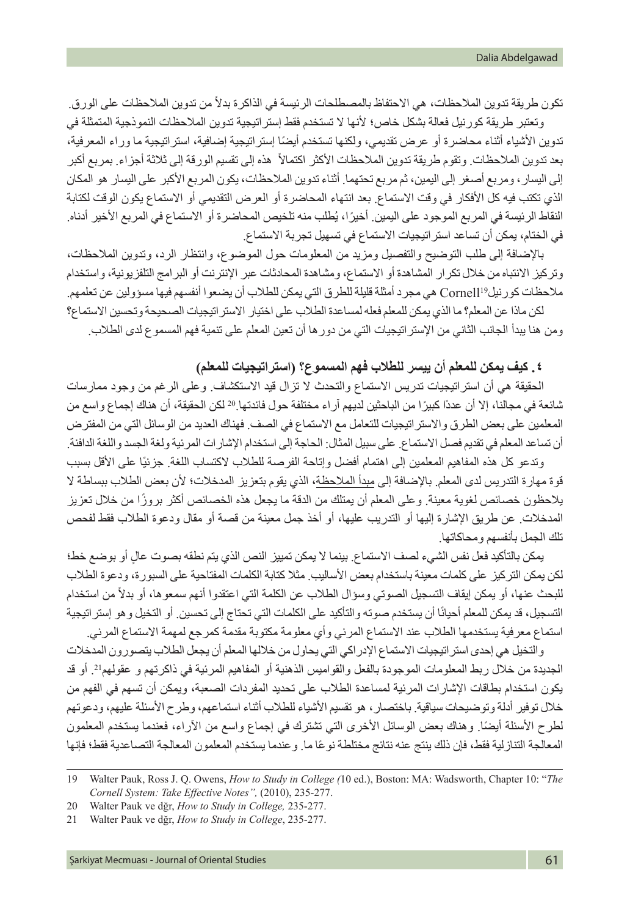تكون طريقة تدوين الملاحظات، هي الاحتفاظ بالمصطلحات الرئيسة في الذاكرة بدلاً من تدوين الملاحظات على الورق.

وتعتبر طريقة كورنيل فعالة بشكل خاص؛ لأنها لا تستخدم فقط إستراتيجية تدوين الملاحظات النموذجية المتمثلة في تدوين الأشياء أثناء محاضرة أو عرض تقديمي، ولكنها تستخدم أيضًا إستراتيجية إضافية، استراتيجية ما وراء المعرفية، بعد تدوين الملاحظات. وتقوم طريقة تدوين الملاحظات الأكثر اكتمالاً هذه إلى تقسيم الورقة إلى ثلاثة أجزاء. بمربع أكبر إلى اليسار، ومربع أصغر إلى اليمين، ثم مربع تحتهما. أثناء تدوين الملاحظات، يكون المربع الأكبر على اليسار هو المكان الذي تكتب فيه كل الأفكار في وقت الاستماع. بعد انتهاء المحاضرة أو العرض التقديمي أو الاستماع يكون الوقت لكتابة النقاط الرئيسة في المربع الموجود على اليمين. أخيرًا، يُطلب منه تلخيص المحاضرة أو الاستماع في المربع الأخير أدناه. في الختام، يمكن أن تساعد استراتيجيات الاستماع في تسهيل تجربة الاستماع.

بالإضافة إلى طلب التوضيح والتفصيل ومزيد من المعلومات حول الموضوع، وانتظار الرد، وتدوين الملاحظات، وتركيز الانتباه من خلال تكرار المشاهدة أو الاستماع، ومشاهدة المحادثات عبر الإنترنت أو البرامج التلفزيونية، واستخدام ملاحظات كورنيلCornell[19] هي مجرد أمثلة قليلة للطرق التي يمكن للطلاب أن يضعوا أنفسهم فيها مسؤولين عن تعلمهم.

لكن ماذا عن المعلم؟ ما الذي يمكن للمعلم فعله لمساعدة الطلاب على اختيار الاستراتيجيات الصحيحة وتحسين الاستماع؟ ومن هنا يبدأ الجانب الثاني من الإستراتيجيات التي من دورها أن تعين المعلم على تنمية فهم المسموع لدى الطلاب.

### ٤. كيف يمكن للمعلم أن ييسر للطلاب فهم المسموع؟ (استراتيجيات للمعلم)

الحقيقة هي أن استراتيجيات تدريس الاستماع والتحدث لا تزال قيد الاستكشاف. وعلى الرغم من وجود ممارسات شائعة في مجالنا، إلا أن عددًا كبيرًا من الباحثين لديهم آراء مختلفة حول فائدتها.[20] لكن الحقيقة، أن هناك إجماع واسع من المعلمين على بعض الطرق والاستراتيجيات للتعامل مع الاستماع في الصف. فهناك العديد من الوسائل التي من المفترض أن تساعد المعلم في تقديم فصل الاستماع. على سبيل المثال: الحاجة إلى استخدام الإشارات المرئية ولغة الجسد واللغة الدافئة.

وتدعو كل هذه المفاهيم المعلمين إلى اهتمام أفضل وإتاحة الفرصة للطلاب لاكتساب اللغة. جزئيًا على الأقل بسبب قوة مهارة التدريس لدى المعلم. بالإضافة إلى مبدأ الملاحظة، الذي يقوم بتعزيز المدخلات؛ لأن بعض الطلاب ببساطة لا يلاحظون خصائص لغوية معينة. وعلى المعلم أن يمتلك من الدقة ما يجعل هذه الخصائص أكثر بروزًا من خلال تعزيز المدخلات. عن طريق الإشارة إليها أو التدريب عليها، أو أخذ جمل معينة من قصة أو مقال ودعوة الطلاب فقط لفحص تلك الجمل بأنفسهم ومحاكاتها.

يمكن بالتأكيد فعل نفس الشيء لصف الاستماع. بينما لا يمكن تمييز النص الذي يتم نطقه بصوت عالٍ أو بوضع خط؛ لكن يمكن التركيز على كلمات معينة باستخدام بعض الأساليب. مثلا كتابة الكلمات المفتاحية على السبورة، ودعوة الطلاب للبحث عنها، أو يمكن إيقاف التسجيل الصوتي وسؤال الطلاب عن الكلمة التي اعتقدوا أنهم سمعوها، أو بدلاً من استخدام التسجيل، قد يمكن للمعلم أحيانًا أن يستخدم صوته والتأكيد على الكلمات التي تحتاج إلى تحسين. أو التخيل وهو إستراتيجية استماع معرفية يستخدمها الطلاب عند الاستماع المرئي وأي معلومة مكتوبة مقدمة كمرجع لمهمة الاستماع المرئي.

والتخيل هي إحدى استراتيجيات الاستماع الإدراكي التي يحاول من خلالها المعلم أن يجعل الطلاب يتصورون المدخلات الجديدة من خلال ربط المعلومات الموجودة بالفعل والقواميس الذهنية أو المفاهيم المرئية في ذاكرتهم و عقولهم[21]. أو قد يكون استخدام بطاقات الإشارات المرئية لمساعدة الطلاب على تحديد المفردات الصعبة، ويمكن أن تسهم في الفهم من خلال توفير أدلة وتوضيحات سياقية. باختصار، هو تقسيم الأشياء للطلاب أثناء استماعهم، وطرح الأسئلة عليهم، ودعوتهم لطرح الأسئلة أيضًا. وهناك بعض الوسائل الأخرى التي تشترك في إجماع واسع من الآراء، فعندما يستخدم المعلمون المعالجة التنازلية فقط، فإن ذلك ينتج عنه نتائج مختلطة نوعًا ما. وعندما يستخدم المعلمون المعالجة التصاعدية فقط؛ فإنها

---

19 Walter Pauk, Ross J. Q. Owens, *How to Study in College (*10 ed.), Boston: MA: Wadsworth, Chapter 10: "*The Cornell System: Take Effective Notes",* (2010), 235-277.

20 Walter Pauk ve dğr, *How to Study in College,* 235-277.

21 Walter Pauk ve dğr, *How to Study in College*, 235-277.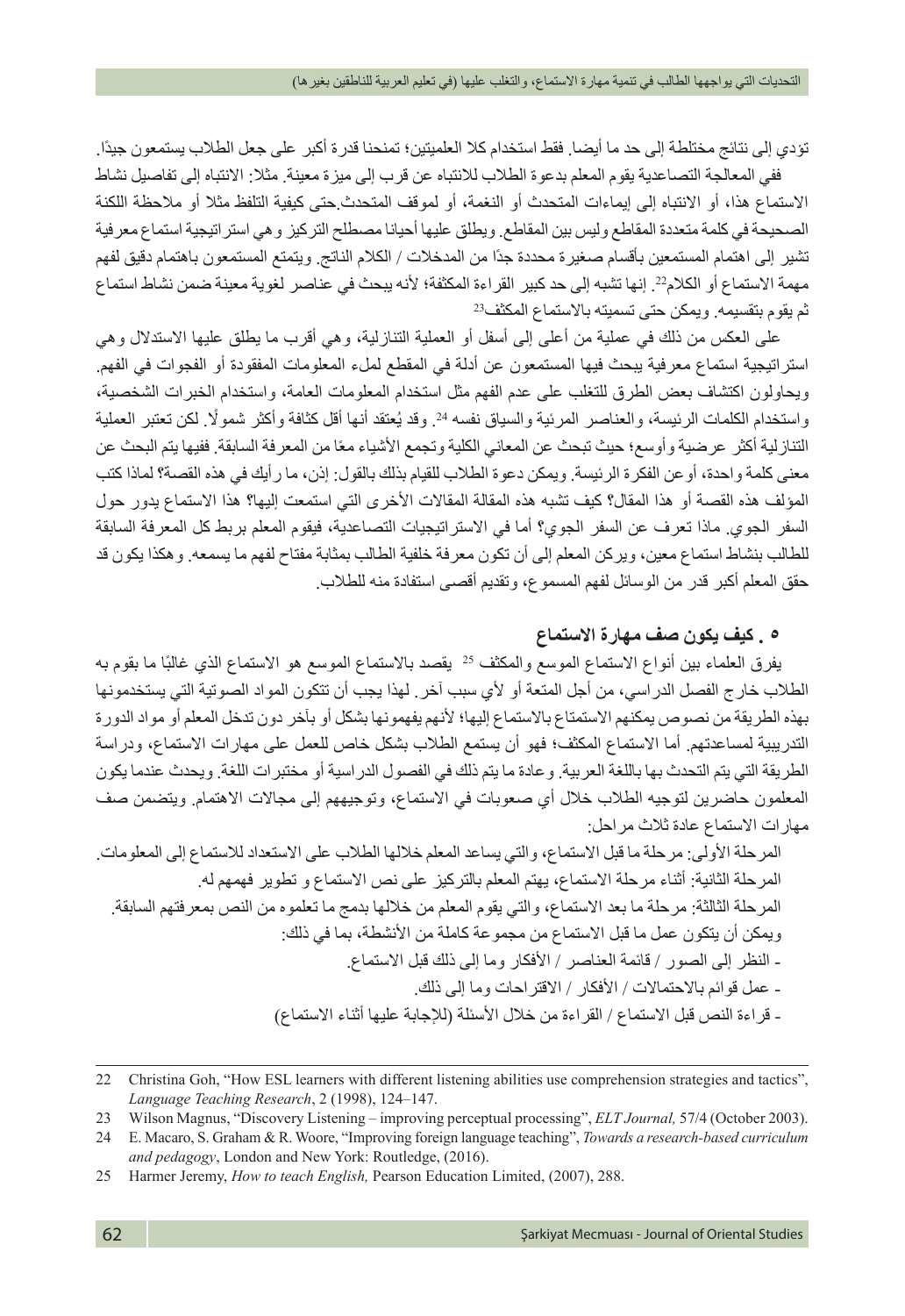تؤدي إلى نتائج مختلطة إلى حد ما أيضا. فقط استخدام كلا العلميتين؛ تمنحنا قدرة أكبر على جعل الطلاب يستمعون جيدًا.

ففي المعالجة التصاعدية يقوم المعلم بدعوة الطلاب للانتباه عن قرب إلى ميزة معينة. مثلا: الانتباه إلى تفاصيل نشاط الاستماع هذا، أو الانتباه إلى إيماءات المتحدث أو النغمة، أو لموقف المتحدث.حتى كيفية التلفظ مثلا أو ملاحظة اللكنة الصحيحة في كلمة متعددة المقاطع وليس بين المقاطع. ويطلق عليها أحيانا مصطلح التركيز وهي استراتيجية استماع معرفية تشير إلى اهتمام المستمعين بأقسام صغيرة محددة جدًا من المدخلات / الكلام الناتج. ويتمتع المستمعون باهتمام دقيق لفهم مهمة الاستماع أو الكلام[22]. إنها تشبه إلى حد كبير القراءة المكثفة؛ لأنه يبحث في عناصر لغوية معينة ضمن نشاط استماع ثم يقوم بتقسيمه. ويمكن حتى تسميته بالاستماع المكثف[23]

على العكس من ذلك في عملية من أعلى إلى أسفل أو العملية التنازلية، وهي أقرب ما يطلق عليها الاستدلال وهي استراتيجية استماع معرفية يبحث فيها المستمعون عن أدلة في المقطع لملء المعلومات المفقودة أو الفجوات في الفهم. ويحاولون اكتشاف بعض الطرق للتغلب على عدم الفهم مثل استخدام المعلومات العامة، واستخدام الخبرات الشخصية، واستخدام الكلمات الرئيسة، والعناصر المرئية والسياق نفسه [24]. وقد يُعتقد أنها أقل كثافة وأكثر شمولًا. لكن تعتبر العملية التنازلية أكثر عرضية وأوسع؛ حيث تبحث عن المعاني الكلية وتجمع الأشياء معًا من المعرفة السابقة. ففيها يتم البحث عن معنى كلمة واحدة، أو عن الفكرة الرئيسة. ويمكن دعوة الطلاب للقيام بذلك بالقول: إذن، ما رأيك في هذه القصة؟ لماذا كتب المؤلف هذه القصة أو هذا المقال؟ كيف تشبه هذه المقالة المقالات الأخرى التي استمعت إليها؟ هذا الاستماع يدور حول السفر الجوي. ماذا تعرف عن السفر الجوي؟ أما في الاستراتيجيات التصاعدية، فيقوم المعلم بربط كل المعرفة السابقة للطالب بنشاط استماع معين، ويركن المعلم إلى أن تكون معرفة خلفية الطالب بمثابة مفتاح لفهم ما يسمعه. وهكذا يكون قد حقق المعلم أكبر قدر من الوسائل لفهم المسموع، وتقديم أقصى استفادة منه للطلاب.

## ٥ . كيف يكون صف مهارة الاستماع

يفرق العلماء بين أنواع الاستماع الموسع والمكثف [25] يقصد بالاستماع الموسع هو الاستماع الذي غالبًا ما يقوم به الطلاب خارج الفصل الدراسي، من أجل المتعة أو لأي سبب آخر. لهذا يجب أن تتكون المواد الصوتية التي يستخدمونها بهذه الطريقة من نصوص يمكنهم الاستمتاع بالاستماع إليها؛ لأنهم يفهمونها بشكل أو بآخر دون تدخل المعلم أو مواد الدورة التدريبية لمساعدتهم. أما الاستماع المكثف؛ فهو أن يستمع الطلاب بشكل خاص للعمل على مهارات الاستماع، ودراسة الطريقة التي يتم التحدث بها باللغة العربية. وعادة ما يتم ذلك في الفصول الدراسية أو مختبرات اللغة. ويحدث عندما يكون المعلمون حاضرين لتوجيه الطلاب خلال أي صعوبات في الاستماع، وتوجيههم إلى مجالات الاهتمام. ويتضمن صف مهارات الاستماع عادة ثلاث مراحل:

المرحلة الأولى: مرحلة ما قبل الاستماع، والتي يساعد المعلم خلالها الطلاب على الاستعداد للاستماع إلى المعلومات.

المرحلة الثانية: أثناء مرحلة الاستماع، يهتم المعلم بالتركيز على نص الاستماع و تطوير فهمهم له.

المرحلة الثالثة: مرحلة ما بعد الاستماع، والتي يقوم المعلم من خلالها بدمج ما تعلموه من النص بمعرفتهم السابقة.

ويمكن أن يتكون عمل ما قبل الاستماع من مجموعة كاملة من الأنشطة، بما في ذلك:

- النظر إلى الصور / قائمة العناصر / الأفكار وما إلى ذلك قبل الاستماع.
- عمل قوائم بالاحتمالات / الأفكار / الاقتراحات وما إلى ذلك.
- قراءة النص قبل الاستماع / القراءة من خلال الأسئلة (للإجابة عليها أثناء الاستماع)

---

22 Christina Goh, "How ESL learners with different listening abilities use comprehension strategies and tactics", *Language Teaching Research*, 2 (1998), 124–147.

23 Wilson Magnus, "Discovery Listening – improving perceptual processing", *ELT Journal,* 57/4 (October 2003).

24 E. Macaro, S. Graham & R. Woore, "Improving foreign language teaching", *Towards a research-based curriculum and pedagogy*, London and New York: Routledge, (2016).

25 Harmer Jeremy, *How to teach English,* Pearson Education Limited, (2007), 288.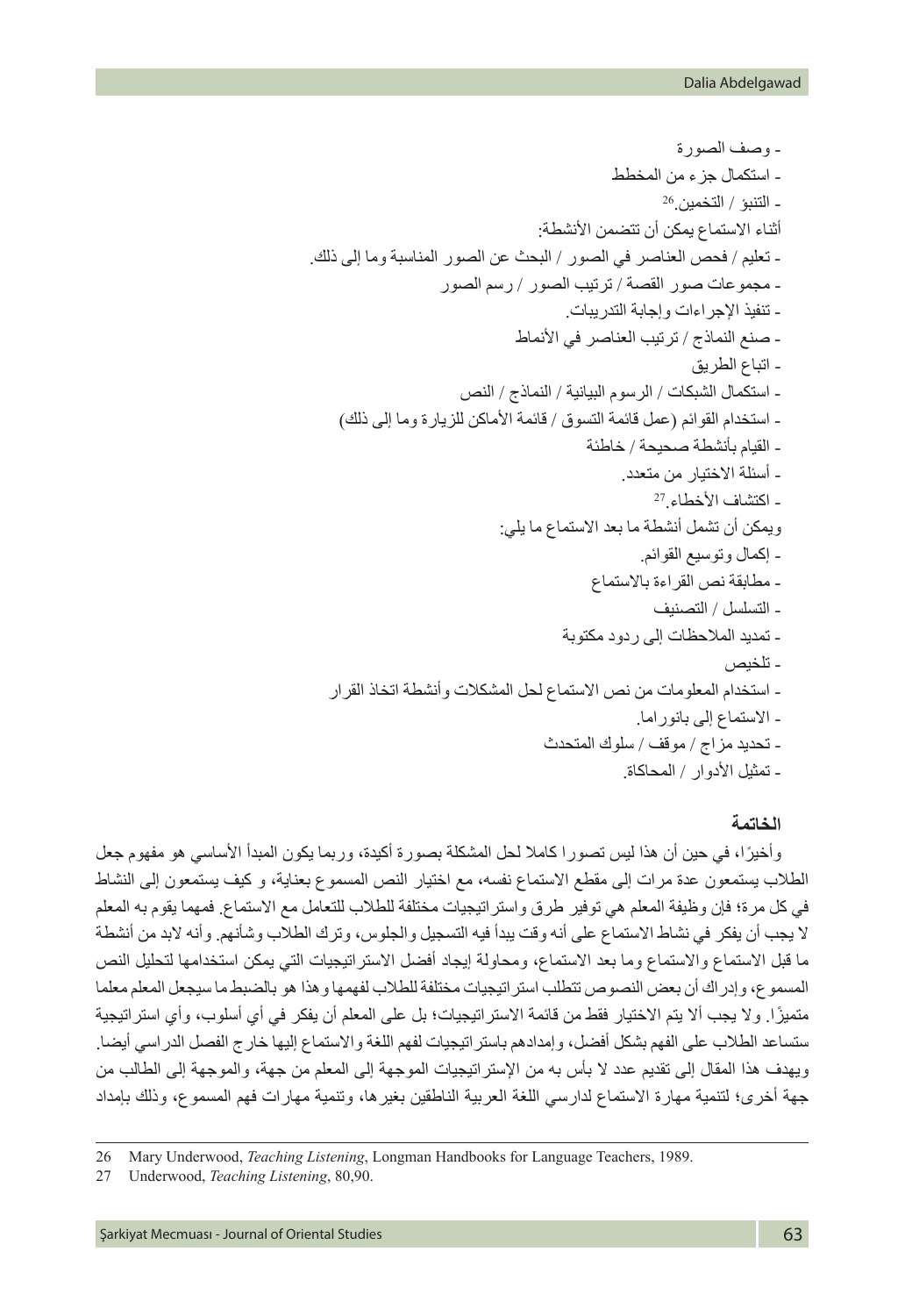- وصف الصورة
- استكمال جزء من المخطط
- التنبؤ / التخمين.[26]

أثناء الاستماع يمكن أن تتضمن الأنشطة:

- تعليم / فحص العناصر في الصور / البحث عن الصور المناسبة وما إلى ذلك.
- مجموعات صور القصة / ترتيب الصور / رسم الصور
- تنفيذ الإجراءات وإجابة التدريبات.
- صنع النماذج / ترتيب العناصر في الأنماط
- اتباع الطريق
- استكمال الشبكات / الرسوم البيانية / النماذج / النص
- استخدام القوائم (عمل قائمة التسوق / قائمة الأماكن للزيارة وما إلى ذلك)
- القيام بأنشطة صحيحة / خاطئة
- أسئلة الاختيار من متعدد.
- اكتشاف الأخطاء.[27]

ويمكن أن تشمل أنشطة ما بعد الاستماع ما يلي:

- إكمال وتوسيع القوائم.
- مطابقة نص القراءة بالاستماع
- التسلسل / التصنيف
- تمديد الملاحظات إلى ردود مكتوبة
- تلخيص
- استخدام المعلومات من نص الاستماع لحل المشكلات وأنشطة اتخاذ القرار
- الاستماع إلى بانوراما.
- تحديد مزاج / موقف / سلوك المتحدث
- تمثيل الأدوار / المحاكاة.

## الخاتمة

وأخيرًا، في حين أن هذا ليس تصورا كاملا لحل المشكلة بصورة أكيدة، وربما يكون المبدأ الأساسي هو مفهوم جعل الطلاب يستمعون عدة مرات إلى مقطع الاستماع نفسه، مع اختيار النص المسموع بعناية، و كيف يستمعون إلى النشاط في كل مرة؛ فإن وظيفة المعلم هي توفير طرق واستراتيجيات مختلفة للطلاب للتعامل مع الاستماع. فمهما يقوم به المعلم لا يجب أن يفكر في نشاط الاستماع على أنه وقت يبدأ فيه التسجيل والجلوس، وترك الطلاب وشأنهم. وأنه لابد من أنشطة ما قبل الاستماع والاستماع وما بعد الاستماع، ومحاولة إيجاد أفضل الاستراتيجيات التي يمكن استخدامها لتحليل النص المسموع، وإدراك أن بعض النصوص تتطلب استراتيجيات مختلفة للطلاب لفهمها وهذا هو بالضبط ما سيجعل المعلم معلما متميزًا. ولا يجب ألا يتم الاختيار فقط من قائمة الاستراتيجيات؛ بل على المعلم أن يفكر في أي أسلوب، وأي استراتيجية ستساعد الطلاب على الفهم بشكل أفضل، وإمدادهم باستراتيجيات لفهم اللغة والاستماع إليها خارج الفصل الدراسي أيضا. ويهدف هذا المقال إلى تقديم عدد لا بأس به من الإستراتيجيات الموجهة إلى المعلم من جهة، والموجهة إلى الطالب من جهة أخرى؛ لتنمية مهارة الاستماع لدارسي اللغة العربية الناطقين بغيرها، وتنمية مهارات فهم المسموع، وذلك بإمداد

---

26 Mary Underwood, *Teaching Listening*, Longman Handbooks for Language Teachers, 1989.

27 Underwood, *Teaching Listening*, 80,90.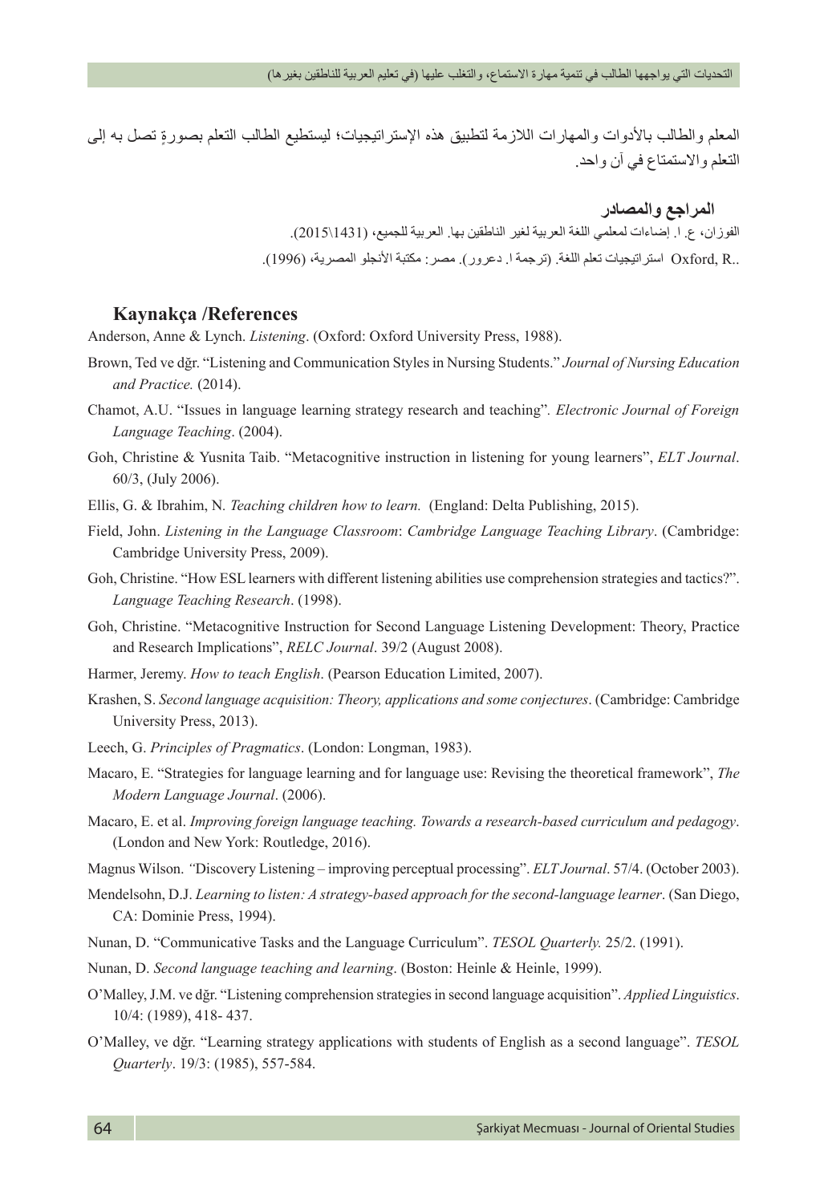المعلم والطالب بالأدوات والمهارات اللازمة لتطبيق هذه الإستراتيجيات؛ ليستطيع الطالب التعلم بصورةٍ تصل به إلى التعلم والاستمتاع في آن واحد.

### المراجع والمصادر

الفوزان، ع. ا. إضاءات لمعلمي اللغة العربية لغير الناطقين بها. العربية للجميع، (1431\2015).

Oxford, R.. استراتيجيات تعلم اللغة. (ترجمة ا. دعرور). مصر: مكتبة الأنجلو المصرية، (1996).

## Kaynakça /References

Anderson, Anne & Lynch. *Listening*. (Oxford: Oxford University Press, 1988).

Brown, Ted ve dğr. "Listening and Communication Styles in Nursing Students." *Journal of Nursing Education and Practice.* (2014).

Chamot, A.U. "Issues in language learning strategy research and teaching"*. Electronic Journal of Foreign Language Teaching*. (2004).

Goh, Christine & Yusnita Taib. "Metacognitive instruction in listening for young learners", *ELT Journal*. 60/3, (July 2006).

Ellis, G. & Ibrahim, N. *Teaching children how to learn.* (England: Delta Publishing, 2015).

Field, John. *Listening in the Language Classroom*: *Cambridge Language Teaching Library*. (Cambridge: Cambridge University Press, 2009).

Goh, Christine. "How ESL learners with different listening abilities use comprehension strategies and tactics?". *Language Teaching Research*. (1998).

Goh, Christine. "Metacognitive Instruction for Second Language Listening Development: Theory, Practice and Research Implications", *RELC Journal*. 39/2 (August 2008).

Harmer, Jeremy. *How to teach English*. (Pearson Education Limited, 2007).

Krashen, S. *Second language acquisition: Theory, applications and some conjectures*. (Cambridge: Cambridge University Press, 2013).

Leech, G. *Principles of Pragmatics*. (London: Longman, 1983).

Macaro, E. "Strategies for language learning and for language use: Revising the theoretical framework", *The Modern Language Journal*. (2006).

Macaro, E. et al. *Improving foreign language teaching. Towards a research-based curriculum and pedagogy*. (London and New York: Routledge, 2016).

Magnus Wilson. *"*Discovery Listening – improving perceptual processing". *ELT Journal*. 57/4. (October 2003).

Mendelsohn, D.J. *Learning to listen: A strategy-based approach for the second-language learner*. (San Diego, CA: Dominie Press, 1994).

Nunan, D. "Communicative Tasks and the Language Curriculum". *TESOL Quarterly.* 25/2. (1991).

Nunan, D. *Second language teaching and learning*. (Boston: Heinle & Heinle, 1999).

O'Malley, J.M. ve dğr. "Listening comprehension strategies in second language acquisition". *Applied Linguistics*. 10/4: (1989), 418- 437.

O'Malley, ve dğr. "Learning strategy applications with students of English as a second language". *TESOL Quarterly*. 19/3: (1985), 557-584.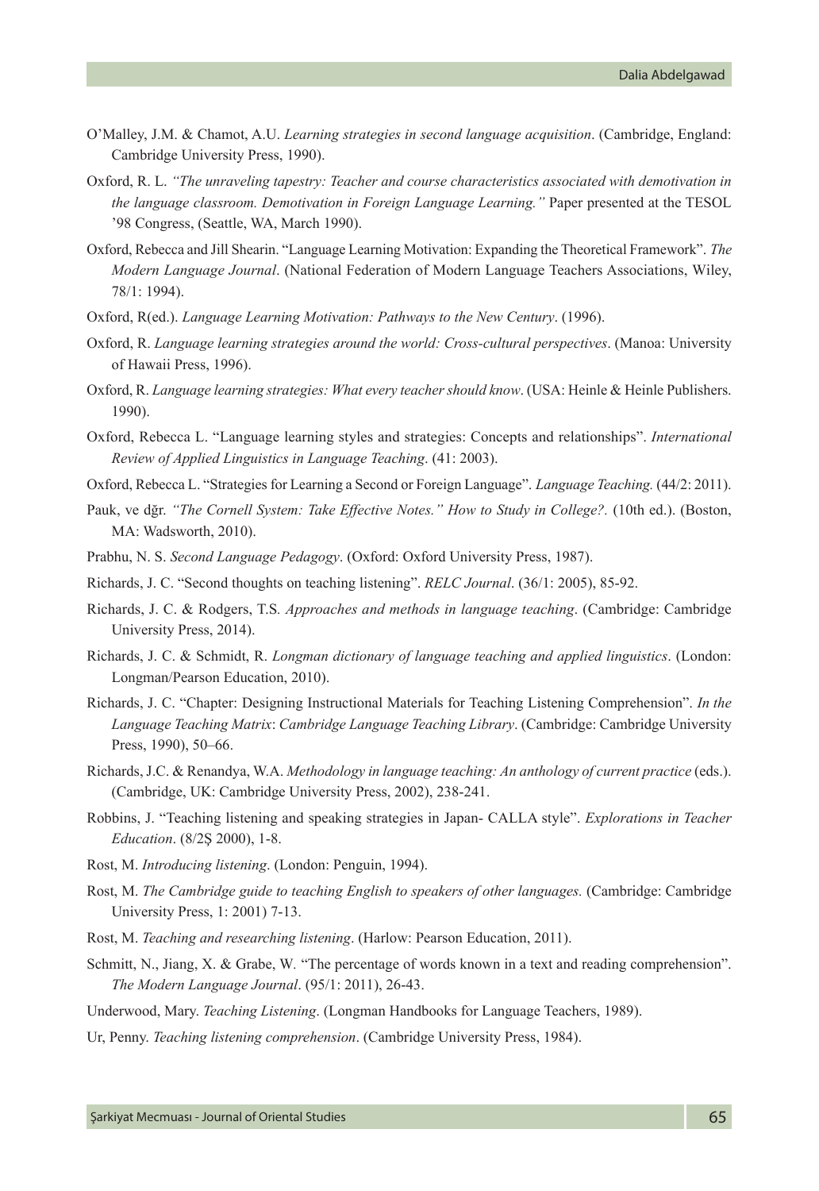O'Malley, J.M. & Chamot, A.U. *Learning strategies in second language acquisition*. (Cambridge, England: Cambridge University Press, 1990).

Oxford, R. L. *"The unraveling tapestry: Teacher and course characteristics associated with demotivation in the language classroom. Demotivation in Foreign Language Learning."* Paper presented at the TESOL '98 Congress, (Seattle, WA, March 1990).

Oxford, Rebecca and Jill Shearin. "Language Learning Motivation: Expanding the Theoretical Framework". *The Modern Language Journal*. (National Federation of Modern Language Teachers Associations, Wiley, 78/1: 1994).

Oxford, R(ed.). *Language Learning Motivation: Pathways to the New Century*. (1996).

Oxford, R. *Language learning strategies around the world: Cross-cultural perspectives*. (Manoa: University of Hawaii Press, 1996).

Oxford, R. *Language learning strategies: What every teacher should know*. (USA: Heinle & Heinle Publishers. 1990).

Oxford, Rebecca L. "Language learning styles and strategies: Concepts and relationships". *International Review of Applied Linguistics in Language Teaching*. (41: 2003).

Oxford, Rebecca L. "Strategies for Learning a Second or Foreign Language". *Language Teaching.* (44/2: 2011).

Pauk, ve dğr. *"The Cornell System: Take Effective Notes." How to Study in College?.* (10th ed.). (Boston, MA: Wadsworth, 2010).

Prabhu, N. S. *Second Language Pedagogy*. (Oxford: Oxford University Press, 1987).

Richards, J. C. "Second thoughts on teaching listening". *RELC Journal*. (36/1: 2005), 85-92.

Richards, J. C. & Rodgers, T.S. *Approaches and methods in language teaching*. (Cambridge: Cambridge University Press, 2014).

Richards, J. C. & Schmidt, R. *Longman dictionary of language teaching and applied linguistics*. (London: Longman/Pearson Education, 2010).

Richards, J. C. "Chapter: Designing Instructional Materials for Teaching Listening Comprehension". *In the Language Teaching Matrix*: *Cambridge Language Teaching Library*. (Cambridge: Cambridge University Press, 1990), 50–66.

Richards, J.C. & Renandya, W.A. *Methodology in language teaching: An anthology of current practice* (eds.). (Cambridge, UK: Cambridge University Press, 2002), 238-241.

Robbins, J. "Teaching listening and speaking strategies in Japan- CALLA style". *Explorations in Teacher Education*. (8/2Ş 2000), 1-8.

Rost, M. *Introducing listening*. (London: Penguin, 1994).

Rost, M. *The Cambridge guide to teaching English to speakers of other languages.* (Cambridge: Cambridge University Press, 1: 2001) 7-13.

Rost, M. *Teaching and researching listening*. (Harlow: Pearson Education, 2011).

Schmitt, N., Jiang, X. & Grabe, W. "The percentage of words known in a text and reading comprehension". *The Modern Language Journal*. (95/1: 2011), 26-43.

Underwood, Mary. *Teaching Listening*. (Longman Handbooks for Language Teachers, 1989).

Ur, Penny. *Teaching listening comprehension*. (Cambridge University Press, 1984).